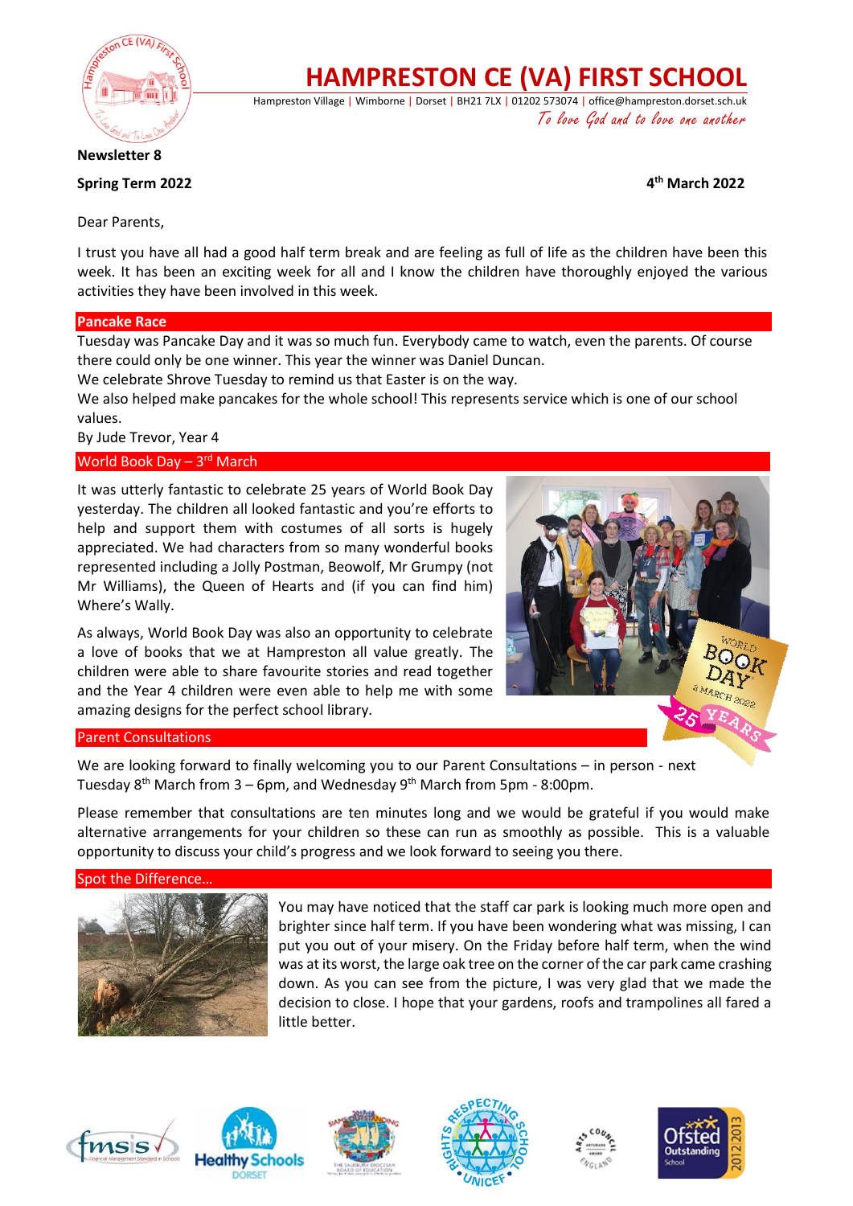# HAMPRESTON CE (VA) FIRST SCHOOL

Hampreston Village | Wimborne | Dorset | BH21 7LX | 01202 573074 | office@hampreston.dorset.sch.uk

*To love God and to love one another*

**Newsletter 8**

**Spring Term 2022** **4th March 2022**

Dear Parents,

I trust you have all had a good half term break and are feeling as full of life as the children have been this week. It has been an exciting week for all and I know the children have thoroughly enjoyed the various activities they have been involved in this week.

## Pancake Race

Tuesday was Pancake Day and it was so much fun. Everybody came to watch, even the parents. Of course there could only be one winner. This year the winner was Daniel Duncan.

We celebrate Shrove Tuesday to remind us that Easter is on the way.

We also helped make pancakes for the whole school! This represents service which is one of our school values.

By Jude Trevor, Year 4

## World Book Day – 3rd March

It was utterly fantastic to celebrate 25 years of World Book Day yesterday. The children all looked fantastic and you're efforts to help and support them with costumes of all sorts is hugely appreciated. We had characters from so many wonderful books represented including a Jolly Postman, Beowolf, Mr Grumpy (not Mr Williams), the Queen of Hearts and (if you can find him) Where's Wally.

As always, World Book Day was also an opportunity to celebrate a love of books that we at Hampreston all value greatly. The children were able to share favourite stories and read together and the Year 4 children were even able to help me with some amazing designs for the perfect school library.

## Parent Consultations

We are looking forward to finally welcoming you to our Parent Consultations – in person - next Tuesday 8th March from 3 – 6pm, and Wednesday 9th March from 5pm - 8:00pm.

Please remember that consultations are ten minutes long and we would be grateful if you would make alternative arrangements for your children so these can run as smoothly as possible. This is a valuable opportunity to discuss your child's progress and we look forward to seeing you there.

## Spot the Difference…

You may have noticed that the staff car park is looking much more open and brighter since half term. If you have been wondering what was missing, I can put you out of your misery. On the Friday before half term, when the wind was at its worst, the large oak tree on the corner of the car park came crashing down. As you can see from the picture, I was very glad that we made the decision to close. I hope that your gardens, roofs and trampolines all fared a little better.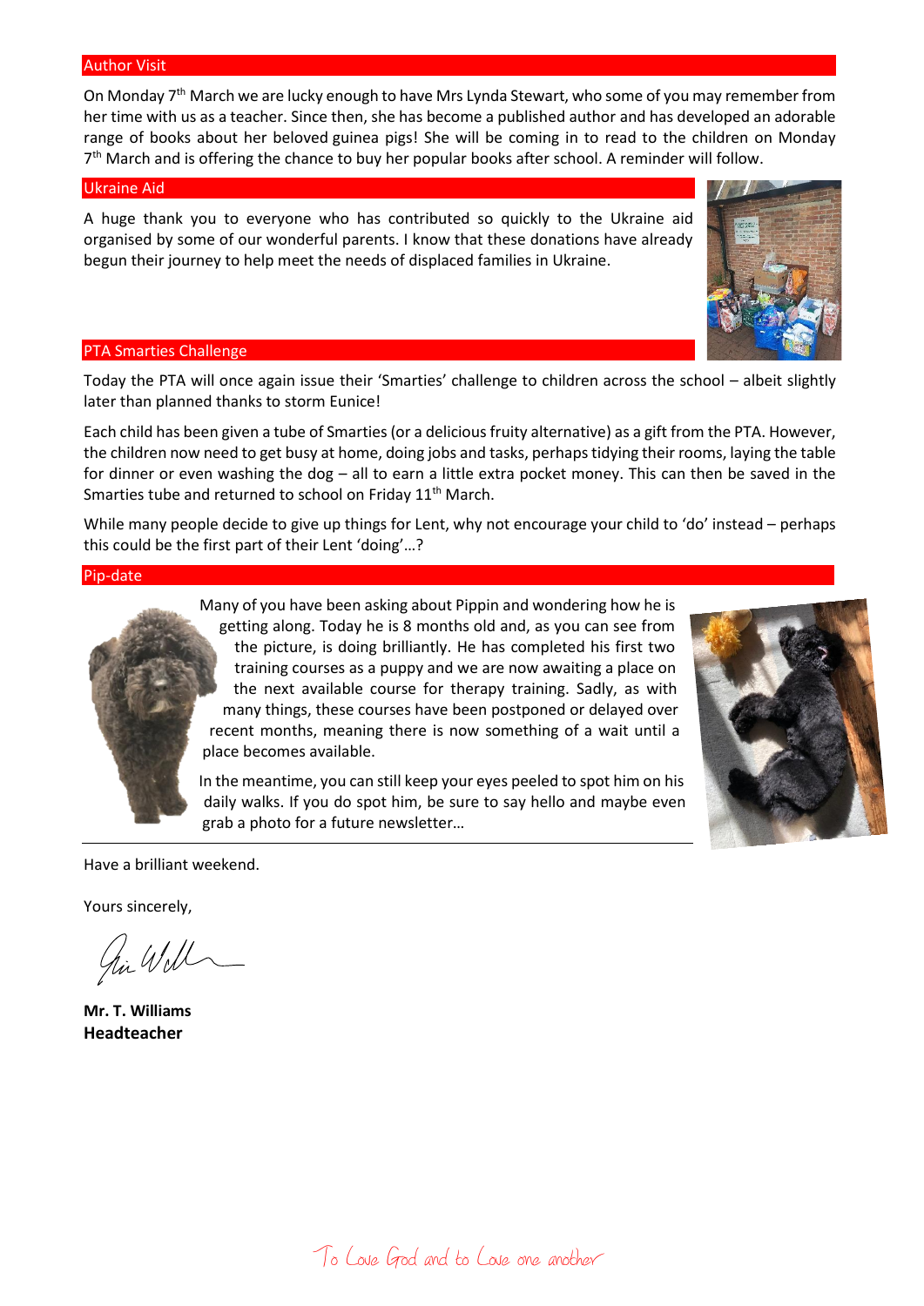## Author Visit

On Monday 7th March we are lucky enough to have Mrs Lynda Stewart, who some of you may remember from her time with us as a teacher. Since then, she has become a published author and has developed an adorable range of books about her beloved guinea pigs! She will be coming in to read to the children on Monday 7th March and is offering the chance to buy her popular books after school. A reminder will follow.

## Ukraine Aid

A huge thank you to everyone who has contributed so quickly to the Ukraine aid organised by some of our wonderful parents. I know that these donations have already begun their journey to help meet the needs of displaced families in Ukraine.

## PTA Smarties Challenge

Today the PTA will once again issue their 'Smarties' challenge to children across the school – albeit slightly later than planned thanks to storm Eunice!

Each child has been given a tube of Smarties (or a delicious fruity alternative) as a gift from the PTA. However, the children now need to get busy at home, doing jobs and tasks, perhaps tidying their rooms, laying the table for dinner or even washing the dog – all to earn a little extra pocket money. This can then be saved in the Smarties tube and returned to school on Friday 11th March.

While many people decide to give up things for Lent, why not encourage your child to 'do' instead – perhaps this could be the first part of their Lent 'doing'…?

## Pip-date

Many of you have been asking about Pippin and wondering how he is getting along. Today he is 8 months old and, as you can see from the picture, is doing brilliantly. He has completed his first two training courses as a puppy and we are now awaiting a place on the next available course for therapy training. Sadly, as with many things, these courses have been postponed or delayed over recent months, meaning there is now something of a wait until a place becomes available.

In the meantime, you can still keep your eyes peeled to spot him on his daily walks. If you do spot him, be sure to say hello and maybe even grab a photo for a future newsletter…

---

Have a brilliant weekend.

Yours sincerely,

**Mr. T. Williams**
**Headteacher**

To Love God and to Love one another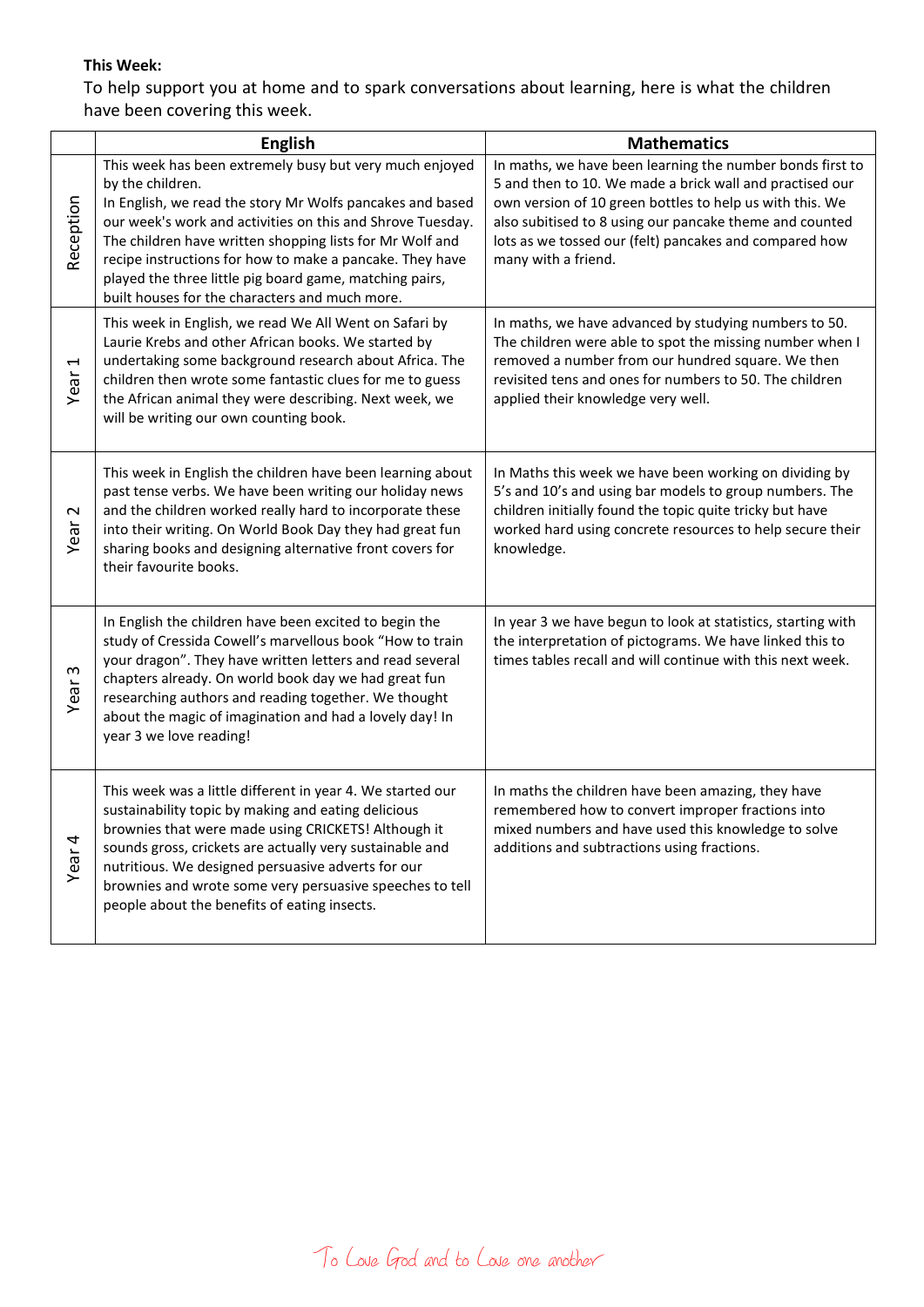**This Week:**

To help support you at home and to spark conversations about learning, here is what the children have been covering this week.

| | English | Mathematics |
|---|---|---|
| Reception | This week has been extremely busy but very much enjoyed by the children.<br>In English, we read the story Mr Wolfs pancakes and based our week's work and activities on this and Shrove Tuesday. The children have written shopping lists for Mr Wolf and recipe instructions for how to make a pancake. They have played the three little pig board game, matching pairs, built houses for the characters and much more. | In maths, we have been learning the number bonds first to 5 and then to 10. We made a brick wall and practised our own version of 10 green bottles to help us with this. We also subitised to 8 using our pancake theme and counted lots as we tossed our (felt) pancakes and compared how many with a friend. |
| Year 1 | This week in English, we read We All Went on Safari by Laurie Krebs and other African books. We started by undertaking some background research about Africa. The children then wrote some fantastic clues for me to guess the African animal they were describing. Next week, we will be writing our own counting book. | In maths, we have advanced by studying numbers to 50. The children were able to spot the missing number when I removed a number from our hundred square. We then revisited tens and ones for numbers to 50. The children applied their knowledge very well. |
| Year 2 | This week in English the children have been learning about past tense verbs. We have been writing our holiday news and the children worked really hard to incorporate these into their writing. On World Book Day they had great fun sharing books and designing alternative front covers for their favourite books. | In Maths this week we have been working on dividing by 5's and 10's and using bar models to group numbers. The children initially found the topic quite tricky but have worked hard using concrete resources to help secure their knowledge. |
| Year 3 | In English the children have been excited to begin the study of Cressida Cowell's marvellous book "How to train your dragon". They have written letters and read several chapters already. On world book day we had great fun researching authors and reading together. We thought about the magic of imagination and had a lovely day! In year 3 we love reading! | In year 3 we have begun to look at statistics, starting with the interpretation of pictograms. We have linked this to times tables recall and will continue with this next week. |
| Year 4 | This week was a little different in year 4. We started our sustainability topic by making and eating delicious brownies that were made using CRICKETS! Although it sounds gross, crickets are actually very sustainable and nutritious. We designed persuasive adverts for our brownies and wrote some very persuasive speeches to tell people about the benefits of eating insects. | In maths the children have been amazing, they have remembered how to convert improper fractions into mixed numbers and have used this knowledge to solve additions and subtractions using fractions. |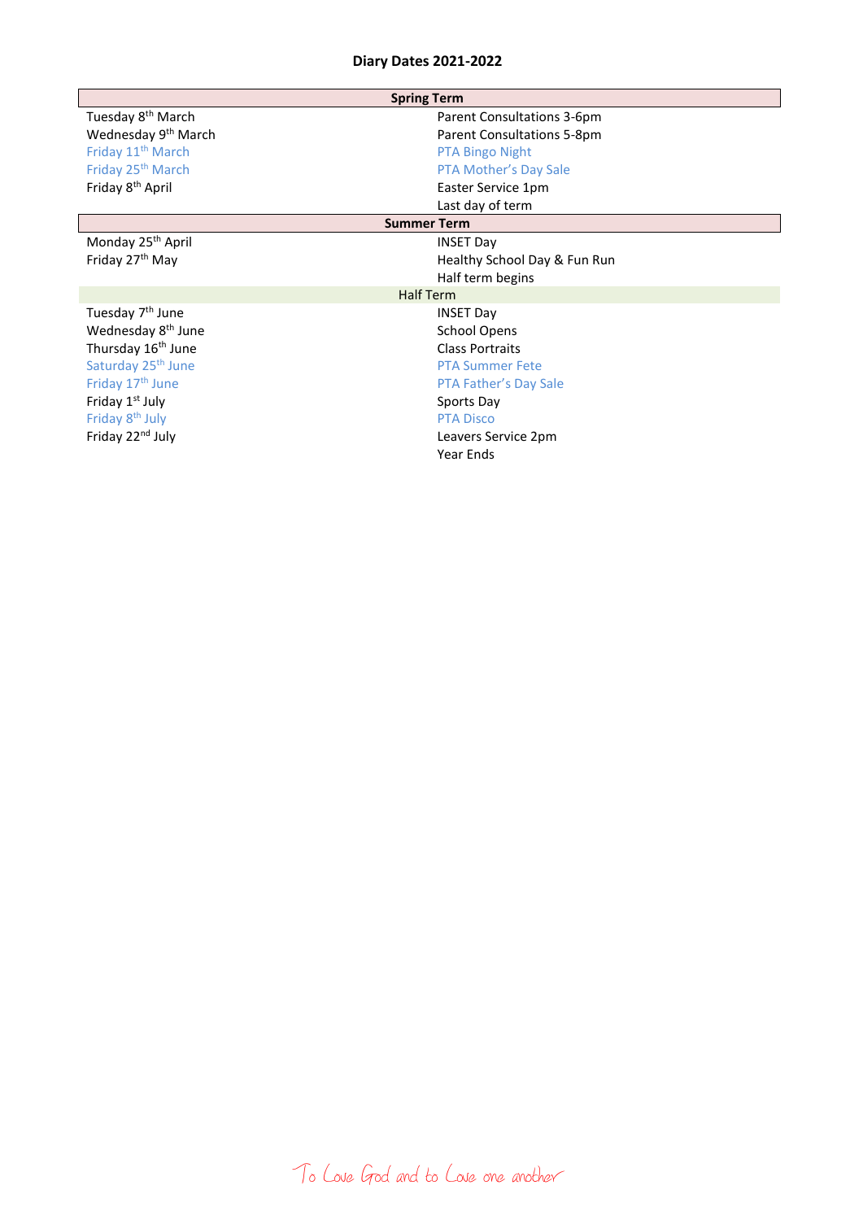**Diary Dates 2021-2022**

| | |
|---|---|
| **Spring Term** | |
| Tuesday 8th March | Parent Consultations 3-6pm |
| Wednesday 9th March | Parent Consultations 5-8pm |
| Friday 11th March | PTA Bingo Night |
| Friday 25th March | PTA Mother's Day Sale |
| Friday 8th April | Easter Service 1pm |
| | Last day of term |
| **Summer Term** | |
| Monday 25th April | INSET Day |
| Friday 27th May | Healthy School Day & Fun Run |
| | Half term begins |
| Half Term | |
| Tuesday 7th June | INSET Day |
| Wednesday 8th June | School Opens |
| Thursday 16th June | Class Portraits |
| Saturday 25th June | PTA Summer Fete |
| Friday 17th June | PTA Father's Day Sale |
| Friday 1st July | Sports Day |
| Friday 8th July | PTA Disco |
| Friday 22nd July | Leavers Service 2pm |
| | Year Ends |

To Love God and to Love one another